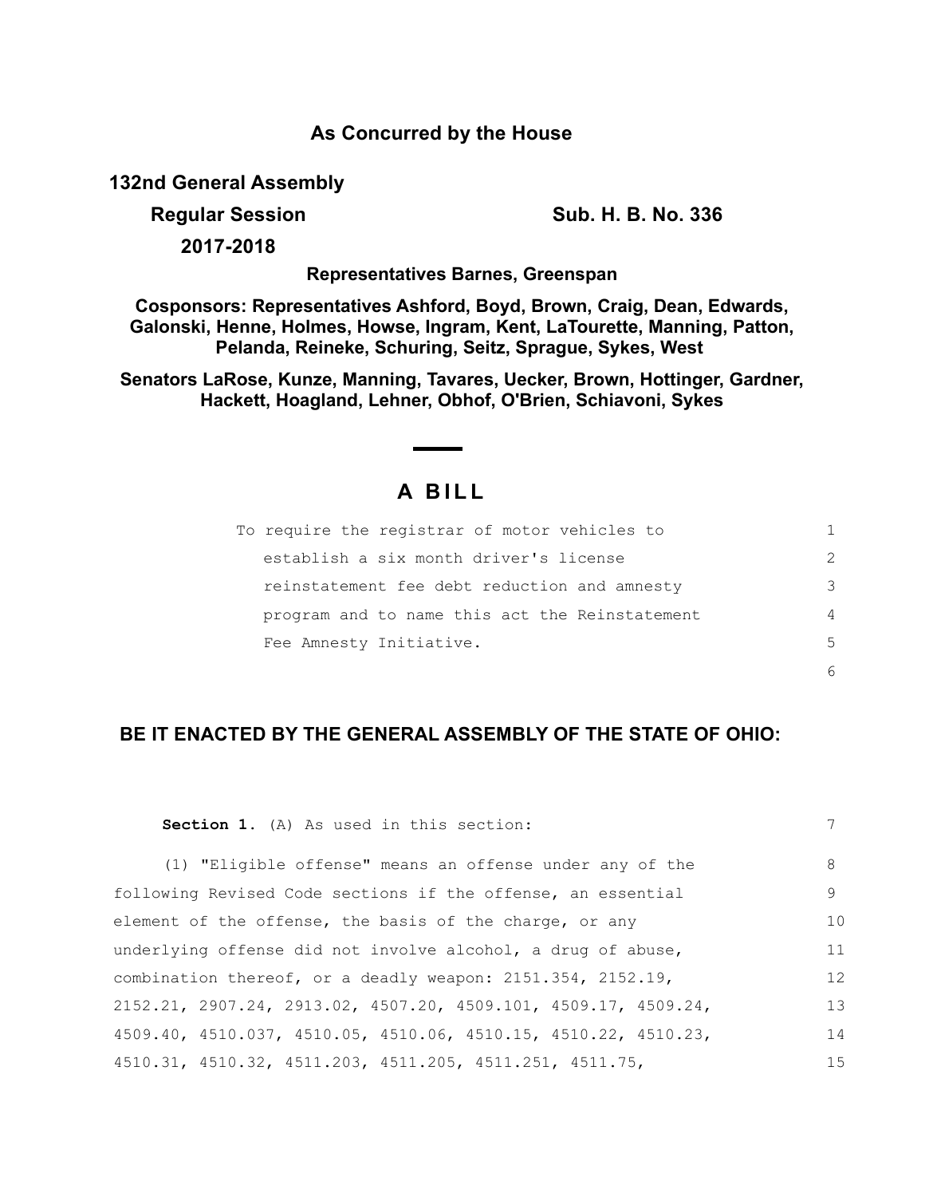**As Concurred by the House**

**132nd General Assembly**

**Regular Session** **Sub. H. B. No. 336**

**2017-2018**

**Representatives Barnes, Greenspan**

**Cosponsors: Representatives Ashford, Boyd, Brown, Craig, Dean, Edwards, Galonski, Henne, Holmes, Howse, Ingram, Kent, LaTourette, Manning, Patton, Pelanda, Reineke, Schuring, Seitz, Sprague, Sykes, West**

**Senators LaRose, Kunze, Manning, Tavares, Uecker, Brown, Hottinger, Gardner, Hackett, Hoagland, Lehner, Obhof, O'Brien, Schiavoni, Sykes**

# A BILL

To require the registrar of motor vehicles to establish a six month driver's license reinstatement fee debt reduction and amnesty program and to name this act the Reinstatement Fee Amnesty Initiative.

## BE IT ENACTED BY THE GENERAL ASSEMBLY OF THE STATE OF OHIO:

**Section 1.** (A) As used in this section:

(1) "Eligible offense" means an offense under any of the following Revised Code sections if the offense, an essential element of the offense, the basis of the charge, or any underlying offense did not involve alcohol, a drug of abuse, combination thereof, or a deadly weapon: 2151.354, 2152.19, 2152.21, 2907.24, 2913.02, 4507.20, 4509.101, 4509.17, 4509.24, 4509.40, 4510.037, 4510.05, 4510.06, 4510.15, 4510.22, 4510.23, 4510.31, 4510.32, 4511.203, 4511.205, 4511.251, 4511.75,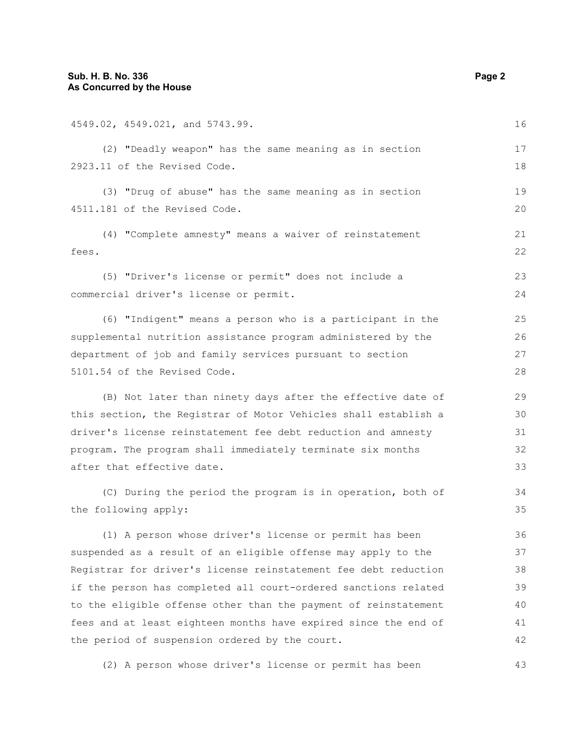4549.02, 4549.021, and 5743.99.

(2) "Deadly weapon" has the same meaning as in section 2923.11 of the Revised Code.

(3) "Drug of abuse" has the same meaning as in section 4511.181 of the Revised Code.

(4) "Complete amnesty" means a waiver of reinstatement fees.

(5) "Driver's license or permit" does not include a commercial driver's license or permit.

(6) "Indigent" means a person who is a participant in the supplemental nutrition assistance program administered by the department of job and family services pursuant to section 5101.54 of the Revised Code.

(B) Not later than ninety days after the effective date of this section, the Registrar of Motor Vehicles shall establish a driver's license reinstatement fee debt reduction and amnesty program. The program shall immediately terminate six months after that effective date.

(C) During the period the program is in operation, both of the following apply:

(1) A person whose driver's license or permit has been suspended as a result of an eligible offense may apply to the Registrar for driver's license reinstatement fee debt reduction if the person has completed all court-ordered sanctions related to the eligible offense other than the payment of reinstatement fees and at least eighteen months have expired since the end of the period of suspension ordered by the court.

(2) A person whose driver's license or permit has been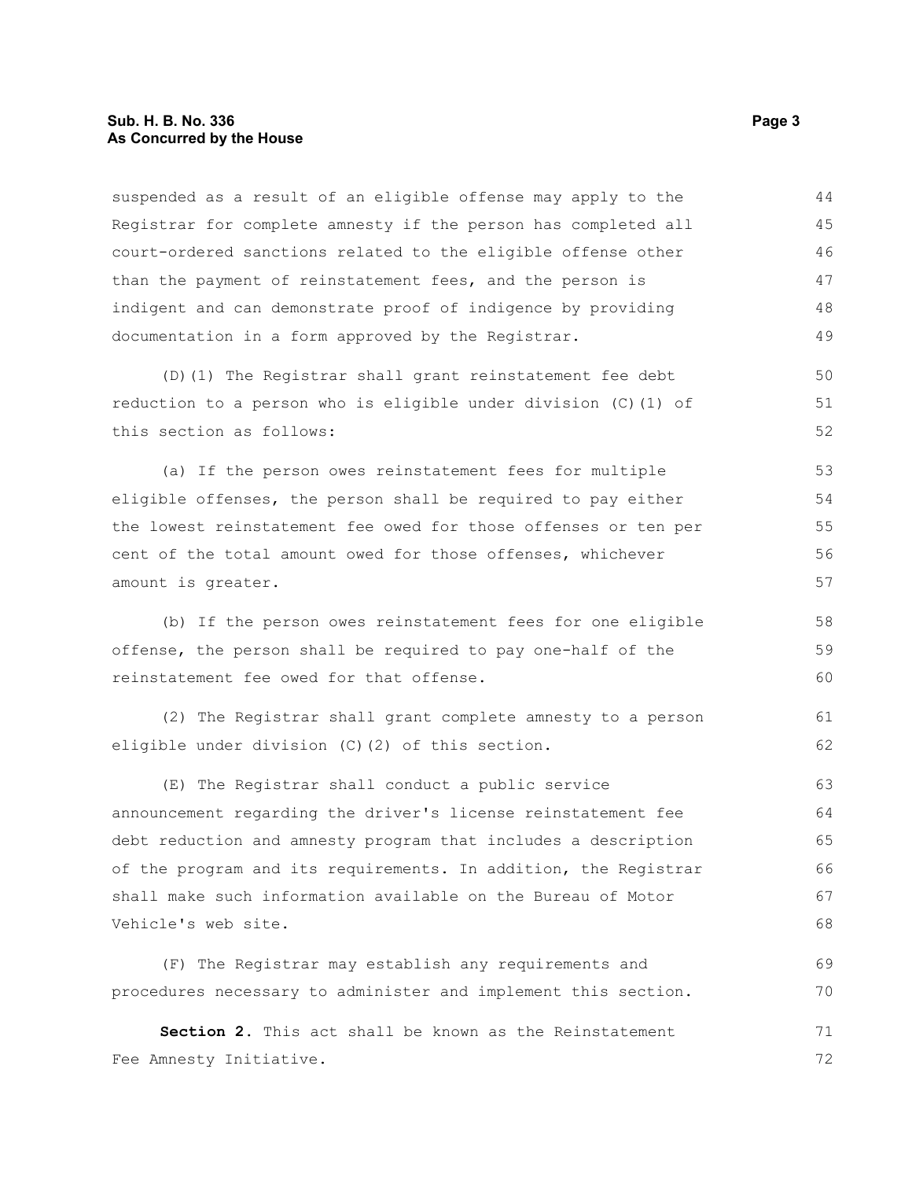suspended as a result of an eligible offense may apply to the Registrar for complete amnesty if the person has completed all court-ordered sanctions related to the eligible offense other than the payment of reinstatement fees, and the person is indigent and can demonstrate proof of indigence by providing documentation in a form approved by the Registrar.

(D)(1) The Registrar shall grant reinstatement fee debt reduction to a person who is eligible under division (C)(1) of this section as follows:

(a) If the person owes reinstatement fees for multiple eligible offenses, the person shall be required to pay either the lowest reinstatement fee owed for those offenses or ten per cent of the total amount owed for those offenses, whichever amount is greater.

(b) If the person owes reinstatement fees for one eligible offense, the person shall be required to pay one-half of the reinstatement fee owed for that offense.

(2) The Registrar shall grant complete amnesty to a person eligible under division (C)(2) of this section.

(E) The Registrar shall conduct a public service announcement regarding the driver's license reinstatement fee debt reduction and amnesty program that includes a description of the program and its requirements. In addition, the Registrar shall make such information available on the Bureau of Motor Vehicle's web site.

(F) The Registrar may establish any requirements and procedures necessary to administer and implement this section.

**Section 2.** This act shall be known as the Reinstatement Fee Amnesty Initiative.